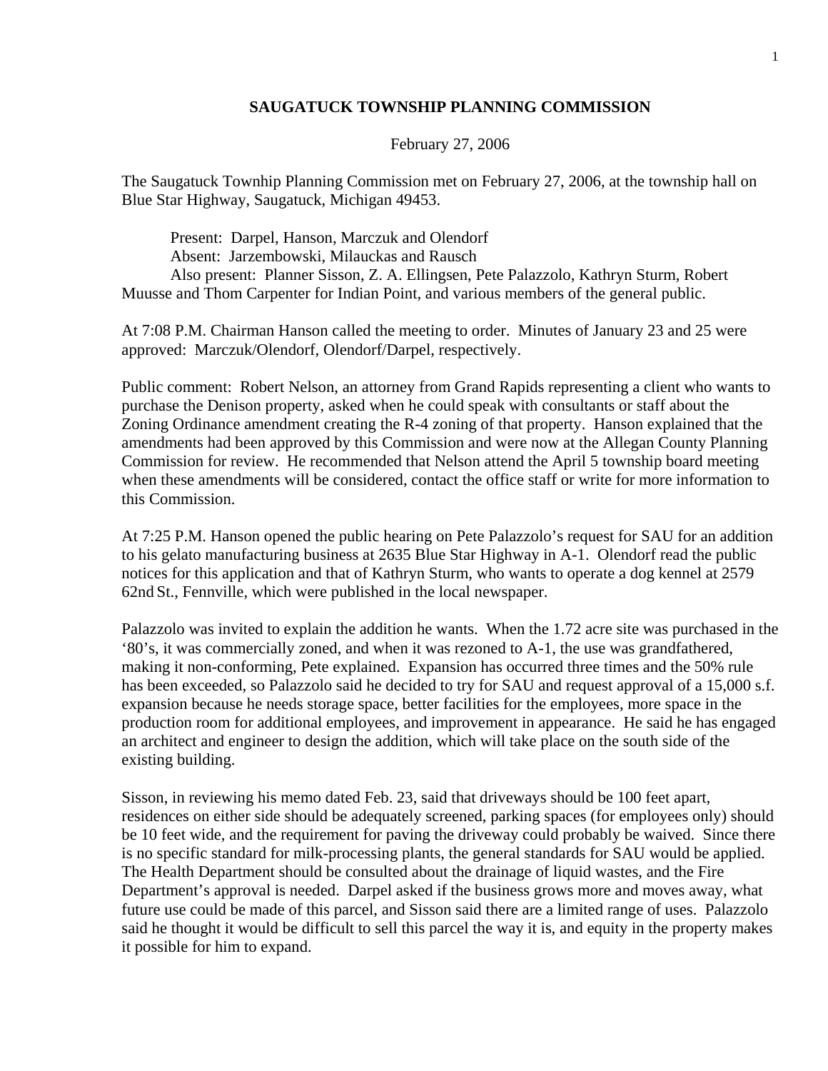**SAUGATUCK TOWNSHIP PLANNING COMMISSION**

February 27, 2006

The Saugatuck Townhip Planning Commission met on February 27, 2006, at the township hall on Blue Star Highway, Saugatuck, Michigan 49453.

Present: Darpel, Hanson, Marczuk and Olendorf
Absent: Jarzembowski, Milauckas and Rausch
Also present: Planner Sisson, Z. A. Ellingsen, Pete Palazzolo, Kathryn Sturm, Robert Muusse and Thom Carpenter for Indian Point, and various members of the general public.

At 7:08 P.M. Chairman Hanson called the meeting to order. Minutes of January 23 and 25 were approved: Marczuk/Olendorf, Olendorf/Darpel, respectively.

Public comment: Robert Nelson, an attorney from Grand Rapids representing a client who wants to purchase the Denison property, asked when he could speak with consultants or staff about the Zoning Ordinance amendment creating the R-4 zoning of that property. Hanson explained that the amendments had been approved by this Commission and were now at the Allegan County Planning Commission for review. He recommended that Nelson attend the April 5 township board meeting when these amendments will be considered, contact the office staff or write for more information to this Commission.

At 7:25 P.M. Hanson opened the public hearing on Pete Palazzolo's request for SAU for an addition to his gelato manufacturing business at 2635 Blue Star Highway in A-1. Olendorf read the public notices for this application and that of Kathryn Sturm, who wants to operate a dog kennel at 2579 62nd St., Fennville, which were published in the local newspaper.

Palazzolo was invited to explain the addition he wants. When the 1.72 acre site was purchased in the '80's, it was commercially zoned, and when it was rezoned to A-1, the use was grandfathered, making it non-conforming, Pete explained. Expansion has occurred three times and the 50% rule has been exceeded, so Palazzolo said he decided to try for SAU and request approval of a 15,000 s.f. expansion because he needs storage space, better facilities for the employees, more space in the production room for additional employees, and improvement in appearance. He said he has engaged an architect and engineer to design the addition, which will take place on the south side of the existing building.

Sisson, in reviewing his memo dated Feb. 23, said that driveways should be 100 feet apart, residences on either side should be adequately screened, parking spaces (for employees only) should be 10 feet wide, and the requirement for paving the driveway could probably be waived. Since there is no specific standard for milk-processing plants, the general standards for SAU would be applied. The Health Department should be consulted about the drainage of liquid wastes, and the Fire Department's approval is needed. Darpel asked if the business grows more and moves away, what future use could be made of this parcel, and Sisson said there are a limited range of uses. Palazzolo said he thought it would be difficult to sell this parcel the way it is, and equity in the property makes it possible for him to expand.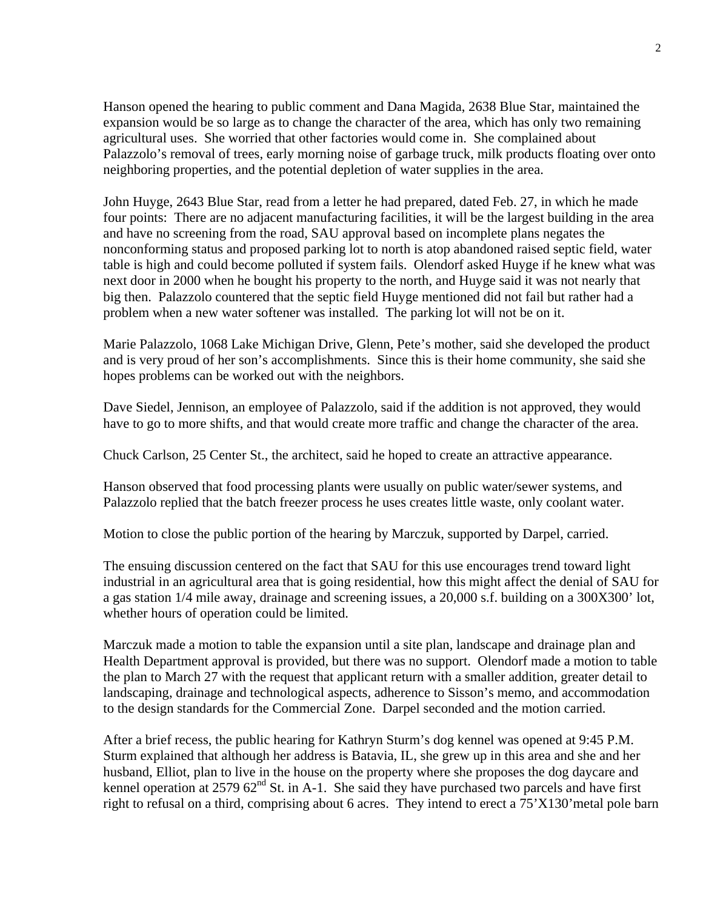Hanson opened the hearing to public comment and Dana Magida, 2638 Blue Star, maintained the expansion would be so large as to change the character of the area, which has only two remaining agricultural uses. She worried that other factories would come in. She complained about Palazzolo's removal of trees, early morning noise of garbage truck, milk products floating over onto neighboring properties, and the potential depletion of water supplies in the area.

John Huyge, 2643 Blue Star, read from a letter he had prepared, dated Feb. 27, in which he made four points: There are no adjacent manufacturing facilities, it will be the largest building in the area and have no screening from the road, SAU approval based on incomplete plans negates the nonconforming status and proposed parking lot to north is atop abandoned raised septic field, water table is high and could become polluted if system fails. Olendorf asked Huyge if he knew what was next door in 2000 when he bought his property to the north, and Huyge said it was not nearly that big then. Palazzolo countered that the septic field Huyge mentioned did not fail but rather had a problem when a new water softener was installed. The parking lot will not be on it.

Marie Palazzolo, 1068 Lake Michigan Drive, Glenn, Pete's mother, said she developed the product and is very proud of her son's accomplishments. Since this is their home community, she said she hopes problems can be worked out with the neighbors.

Dave Siedel, Jennison, an employee of Palazzolo, said if the addition is not approved, they would have to go to more shifts, and that would create more traffic and change the character of the area.

Chuck Carlson, 25 Center St., the architect, said he hoped to create an attractive appearance.

Hanson observed that food processing plants were usually on public water/sewer systems, and Palazzolo replied that the batch freezer process he uses creates little waste, only coolant water.

Motion to close the public portion of the hearing by Marczuk, supported by Darpel, carried.

The ensuing discussion centered on the fact that SAU for this use encourages trend toward light industrial in an agricultural area that is going residential, how this might affect the denial of SAU for a gas station 1/4 mile away, drainage and screening issues, a 20,000 s.f. building on a 300X300' lot, whether hours of operation could be limited.

Marczuk made a motion to table the expansion until a site plan, landscape and drainage plan and Health Department approval is provided, but there was no support. Olendorf made a motion to table the plan to March 27 with the request that applicant return with a smaller addition, greater detail to landscaping, drainage and technological aspects, adherence to Sisson's memo, and accommodation to the design standards for the Commercial Zone. Darpel seconded and the motion carried.

After a brief recess, the public hearing for Kathryn Sturm's dog kennel was opened at 9:45 P.M. Sturm explained that although her address is Batavia, IL, she grew up in this area and she and her husband, Elliot, plan to live in the house on the property where she proposes the dog daycare and kennel operation at 2579 62nd St. in A-1. She said they have purchased two parcels and have first right to refusal on a third, comprising about 6 acres. They intend to erect a 75'X130'metal pole barn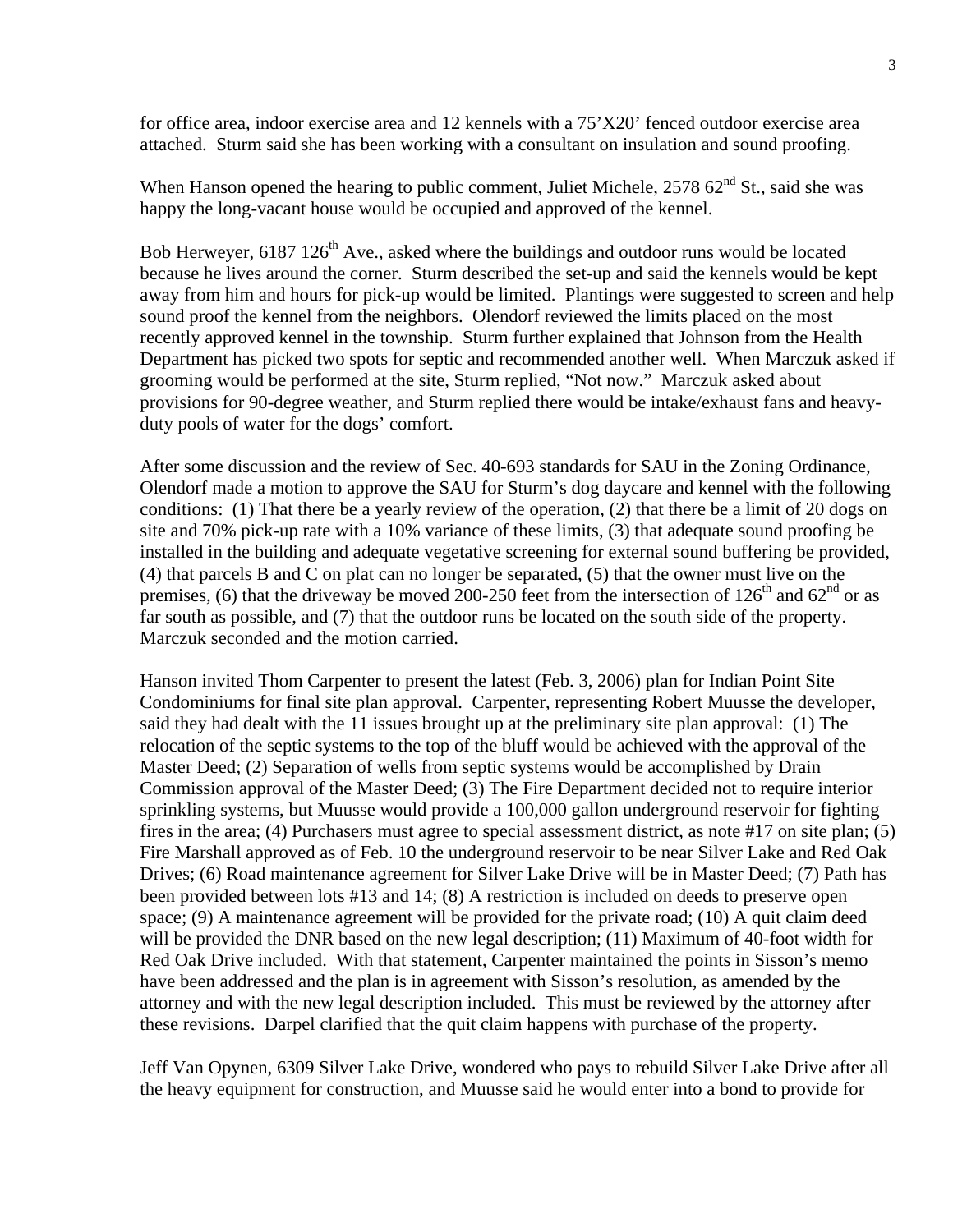for office area, indoor exercise area and 12 kennels with a 75'X20' fenced outdoor exercise area attached. Sturm said she has been working with a consultant on insulation and sound proofing.

When Hanson opened the hearing to public comment, Juliet Michele, 2578 62nd St., said she was happy the long-vacant house would be occupied and approved of the kennel.

Bob Herweyer, 6187 126th Ave., asked where the buildings and outdoor runs would be located because he lives around the corner. Sturm described the set-up and said the kennels would be kept away from him and hours for pick-up would be limited. Plantings were suggested to screen and help sound proof the kennel from the neighbors. Olendorf reviewed the limits placed on the most recently approved kennel in the township. Sturm further explained that Johnson from the Health Department has picked two spots for septic and recommended another well. When Marczuk asked if grooming would be performed at the site, Sturm replied, "Not now." Marczuk asked about provisions for 90-degree weather, and Sturm replied there would be intake/exhaust fans and heavy-duty pools of water for the dogs' comfort.

After some discussion and the review of Sec. 40-693 standards for SAU in the Zoning Ordinance, Olendorf made a motion to approve the SAU for Sturm's dog daycare and kennel with the following conditions: (1) That there be a yearly review of the operation, (2) that there be a limit of 20 dogs on site and 70% pick-up rate with a 10% variance of these limits, (3) that adequate sound proofing be installed in the building and adequate vegetative screening for external sound buffering be provided, (4) that parcels B and C on plat can no longer be separated, (5) that the owner must live on the premises, (6) that the driveway be moved 200-250 feet from the intersection of 126th and 62nd or as far south as possible, and (7) that the outdoor runs be located on the south side of the property. Marczuk seconded and the motion carried.

Hanson invited Thom Carpenter to present the latest (Feb. 3, 2006) plan for Indian Point Site Condominiums for final site plan approval. Carpenter, representing Robert Muusse the developer, said they had dealt with the 11 issues brought up at the preliminary site plan approval: (1) The relocation of the septic systems to the top of the bluff would be achieved with the approval of the Master Deed; (2) Separation of wells from septic systems would be accomplished by Drain Commission approval of the Master Deed; (3) The Fire Department decided not to require interior sprinkling systems, but Muusse would provide a 100,000 gallon underground reservoir for fighting fires in the area; (4) Purchasers must agree to special assessment district, as note #17 on site plan; (5) Fire Marshall approved as of Feb. 10 the underground reservoir to be near Silver Lake and Red Oak Drives; (6) Road maintenance agreement for Silver Lake Drive will be in Master Deed; (7) Path has been provided between lots #13 and 14; (8) A restriction is included on deeds to preserve open space; (9) A maintenance agreement will be provided for the private road; (10) A quit claim deed will be provided the DNR based on the new legal description; (11) Maximum of 40-foot width for Red Oak Drive included. With that statement, Carpenter maintained the points in Sisson's memo have been addressed and the plan is in agreement with Sisson's resolution, as amended by the attorney and with the new legal description included. This must be reviewed by the attorney after these revisions. Darpel clarified that the quit claim happens with purchase of the property.

Jeff Van Opynen, 6309 Silver Lake Drive, wondered who pays to rebuild Silver Lake Drive after all the heavy equipment for construction, and Muusse said he would enter into a bond to provide for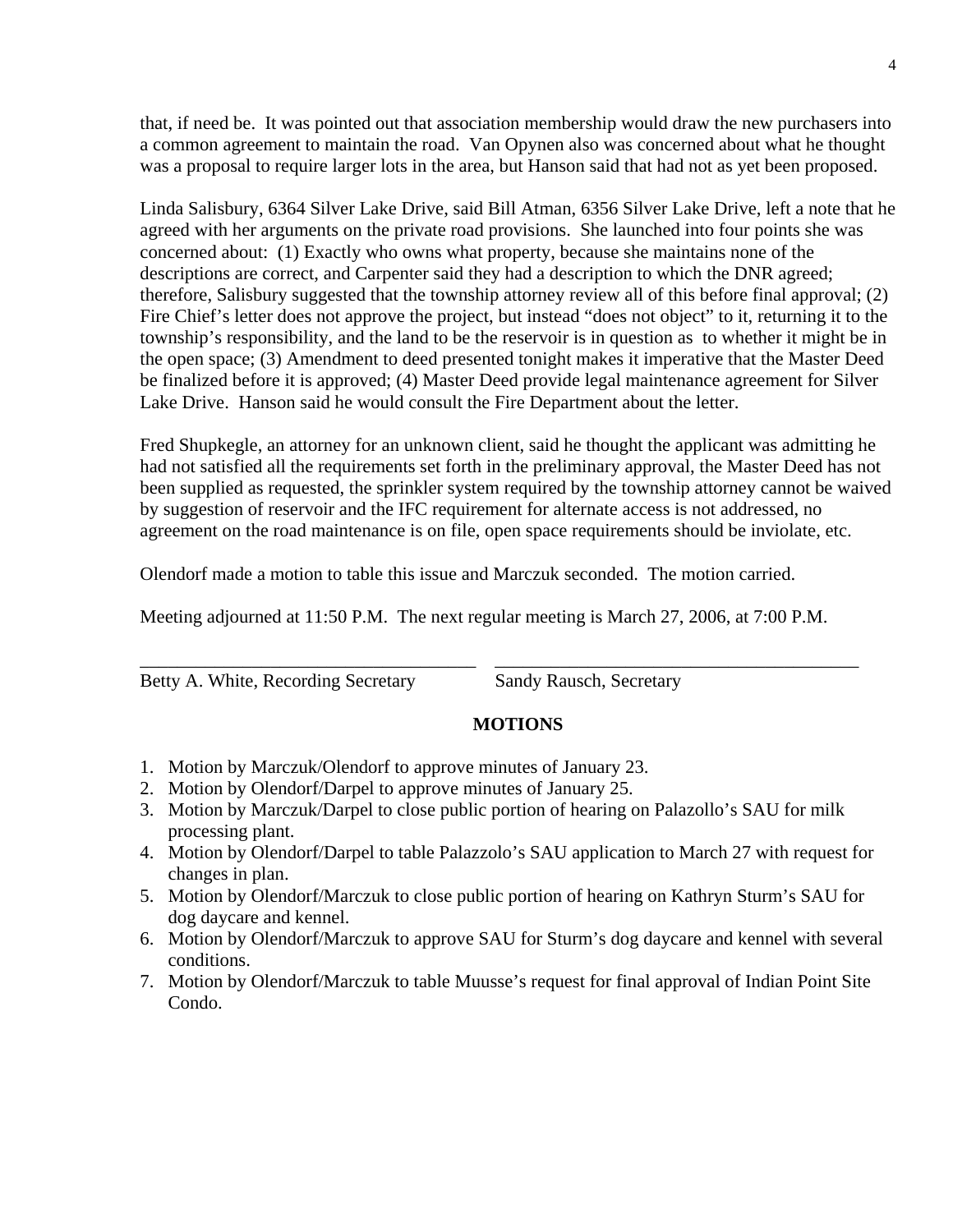that, if need be. It was pointed out that association membership would draw the new purchasers into a common agreement to maintain the road. Van Opynen also was concerned about what he thought was a proposal to require larger lots in the area, but Hanson said that had not as yet been proposed.

Linda Salisbury, 6364 Silver Lake Drive, said Bill Atman, 6356 Silver Lake Drive, left a note that he agreed with her arguments on the private road provisions. She launched into four points she was concerned about: (1) Exactly who owns what property, because she maintains none of the descriptions are correct, and Carpenter said they had a description to which the DNR agreed; therefore, Salisbury suggested that the township attorney review all of this before final approval; (2) Fire Chief's letter does not approve the project, but instead "does not object" to it, returning it to the township's responsibility, and the land to be the reservoir is in question as to whether it might be in the open space; (3) Amendment to deed presented tonight makes it imperative that the Master Deed be finalized before it is approved; (4) Master Deed provide legal maintenance agreement for Silver Lake Drive. Hanson said he would consult the Fire Department about the letter.

Fred Shupkegle, an attorney for an unknown client, said he thought the applicant was admitting he had not satisfied all the requirements set forth in the preliminary approval, the Master Deed has not been supplied as requested, the sprinkler system required by the township attorney cannot be waived by suggestion of reservoir and the IFC requirement for alternate access is not addressed, no agreement on the road maintenance is on file, open space requirements should be inviolate, etc.

Olendorf made a motion to table this issue and Marczuk seconded. The motion carried.

Meeting adjourned at 11:50 P.M. The next regular meeting is March 27, 2006, at 7:00 P.M.

\_\_\_\_\_\_\_\_\_\_\_\_\_\_\_\_\_\_\_\_\_\_\_\_\_\_\_\_\_\_\_\_\_\_\_\_ \_\_\_\_\_\_\_\_\_\_\_\_\_\_\_\_\_\_\_\_\_\_\_\_\_\_\_\_\_\_\_\_\_\_\_\_\_\_\_

Betty A. White, Recording Secretary Sandy Rausch, Secretary

## MOTIONS

1. Motion by Marczuk/Olendorf to approve minutes of January 23.
2. Motion by Olendorf/Darpel to approve minutes of January 25.
3. Motion by Marczuk/Darpel to close public portion of hearing on Palazollo's SAU for milk processing plant.
4. Motion by Olendorf/Darpel to table Palazzolo's SAU application to March 27 with request for changes in plan.
5. Motion by Olendorf/Marczuk to close public portion of hearing on Kathryn Sturm's SAU for dog daycare and kennel.
6. Motion by Olendorf/Marczuk to approve SAU for Sturm's dog daycare and kennel with several conditions.
7. Motion by Olendorf/Marczuk to table Muusse's request for final approval of Indian Point Site Condo.